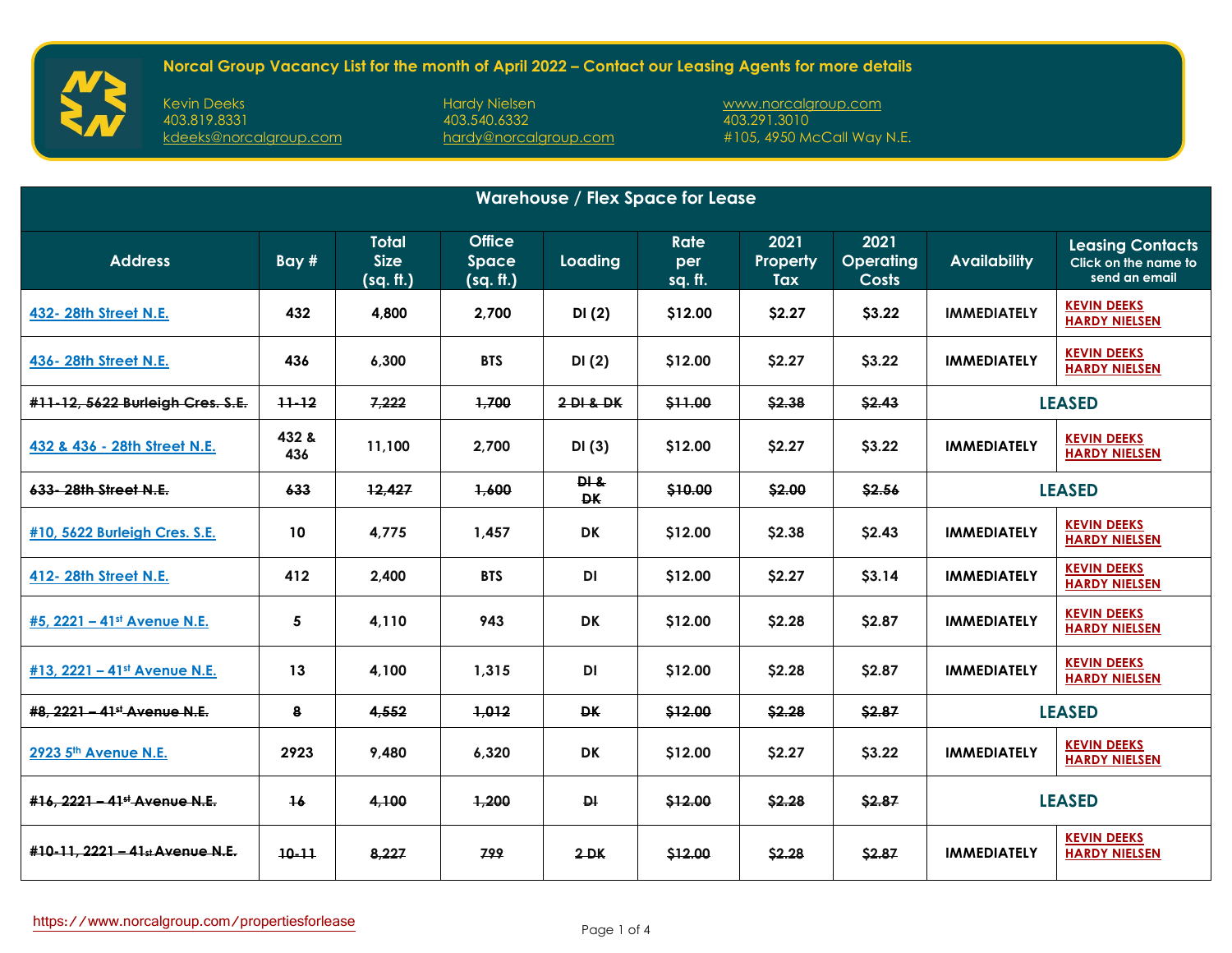## Norcal Group Vacancy List for the month of April 2022 – Contact our Leasing Agents for more details

Kevin Deeks
403.819.8331
kdeeks@norcalgroup.com

Hardy Nielsen
403.540.6332
hardy@norcalgroup.com

www.norcalgroup.com
403.291.3010
#105, 4950 McCall Way N.E.

## Warehouse / Flex Space for Lease

| Address | Bay # | Total Size (sq. ft.) | Office Space (sq. ft.) | Loading | Rate per sq. ft. | 2021 Property Tax | 2021 Operating Costs | Availability | Leasing Contacts Click on the name to send an email |
|---|---|---|---|---|---|---|---|---|---|
| 432- 28th Street N.E. | 432 | 4,800 | 2,700 | DI (2) | $12.00 | $2.27 | $3.22 | IMMEDIATELY | KEVIN DEEKS HARDY NIELSEN |
| 436- 28th Street N.E. | 436 | 6,300 | BTS | DI (2) | $12.00 | $2.27 | $3.22 | IMMEDIATELY | KEVIN DEEKS HARDY NIELSEN |
| ~~#11-12, 5622 Burleigh Cres. S.E.~~ | ~~11-12~~ | ~~7,222~~ | ~~1,700~~ | ~~2 DI & DK~~ | ~~$11.00~~ | ~~$2.38~~ | ~~$2.43~~ | LEASED | |
| 432 & 436 - 28th Street N.E. | 432 & 436 | 11,100 | 2,700 | DI (3) | $12.00 | $2.27 | $3.22 | IMMEDIATELY | KEVIN DEEKS HARDY NIELSEN |
| ~~633- 28th Street N.E.~~ | ~~633~~ | ~~12,427~~ | ~~1,600~~ | ~~DI & DK~~ | ~~$10.00~~ | ~~$2.00~~ | ~~$2.56~~ | LEASED | |
| #10, 5622 Burleigh Cres. S.E. | 10 | 4,775 | 1,457 | DK | $12.00 | $2.38 | $2.43 | IMMEDIATELY | KEVIN DEEKS HARDY NIELSEN |
| 412- 28th Street N.E. | 412 | 2,400 | BTS | DI | $12.00 | $2.27 | $3.14 | IMMEDIATELY | KEVIN DEEKS HARDY NIELSEN |
| #5, 2221 – 41st Avenue N.E. | 5 | 4,110 | 943 | DK | $12.00 | $2.28 | $2.87 | IMMEDIATELY | KEVIN DEEKS HARDY NIELSEN |
| #13, 2221 – 41st Avenue N.E. | 13 | 4,100 | 1,315 | DI | $12.00 | $2.28 | $2.87 | IMMEDIATELY | KEVIN DEEKS HARDY NIELSEN |
| ~~#8, 2221 – 41st Avenue N.E.~~ | ~~8~~ | ~~4,552~~ | ~~1,012~~ | ~~DK~~ | ~~$12.00~~ | ~~$2.28~~ | ~~$2.87~~ | LEASED | |
| 2923 5th Avenue N.E. | 2923 | 9,480 | 6,320 | DK | $12.00 | $2.27 | $3.22 | IMMEDIATELY | KEVIN DEEKS HARDY NIELSEN |
| ~~#16, 2221 – 41st Avenue N.E.~~ | ~~16~~ | ~~4,100~~ | ~~1,200~~ | ~~DI~~ | ~~$12.00~~ | ~~$2.28~~ | ~~$2.87~~ | LEASED | |
| ~~#10-11, 2221 – 41st Avenue N.E.~~ | ~~10-11~~ | ~~8,227~~ | ~~799~~ | ~~2 DK~~ | ~~$12.00~~ | ~~$2.28~~ | ~~$2.87~~ | IMMEDIATELY | KEVIN DEEKS HARDY NIELSEN |

https://www.norcalgroup.com/propertiesforlease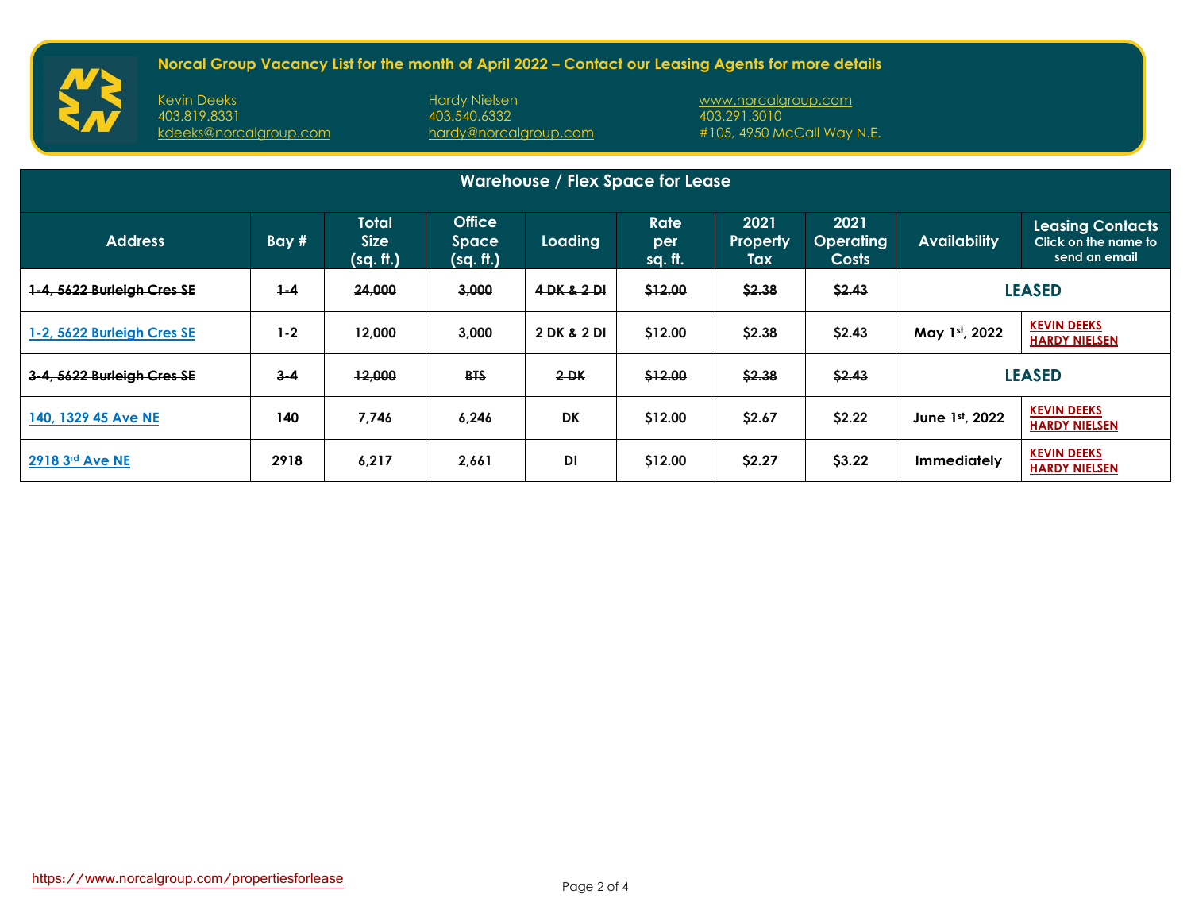**Norcal Group Vacancy List for the month of April 2022 – Contact our Leasing Agents for more details**

Kevin Deeks
403.819.8331
kdeeks@norcalgroup.com

Hardy Nielsen
403.540.6332
hardy@norcalgroup.com

www.norcalgroup.com
403.291.3010
#105, 4950 McCall Way N.E.

## Warehouse / Flex Space for Lease

| Address | Bay # | Total Size (sq. ft.) | Office Space (sq. ft.) | Loading | Rate per sq. ft. | 2021 Property Tax | 2021 Operating Costs | Availability | Leasing Contacts Click on the name to send an email |
|---|---|---|---|---|---|---|---|---|---|
| ~~1-4, 5622 Burleigh Cres SE~~ | ~~1-4~~ | ~~24,000~~ | ~~3,000~~ | ~~4 DK & 2 DI~~ | ~~$12.00~~ | ~~$2.38~~ | ~~$2.43~~ | LEASED | |
| 1-2, 5622 Burleigh Cres SE | 1-2 | 12,000 | 3,000 | 2 DK & 2 DI | $12.00 | $2.38 | $2.43 | May 1st, 2022 | KEVIN DEEKS HARDY NIELSEN |
| ~~3-4, 5622 Burleigh Cres SE~~ | ~~3-4~~ | ~~12,000~~ | ~~BTS~~ | ~~2 DK~~ | ~~$12.00~~ | ~~$2.38~~ | ~~$2.43~~ | LEASED | |
| 140, 1329 45 Ave NE | 140 | 7,746 | 6,246 | DK | $12.00 | $2.67 | $2.22 | June 1st, 2022 | KEVIN DEEKS HARDY NIELSEN |
| 2918 3rd Ave NE | 2918 | 6,217 | 2,661 | DI | $12.00 | $2.27 | $3.22 | Immediately | KEVIN DEEKS HARDY NIELSEN |

https://www.norcalgroup.com/propertiesforlease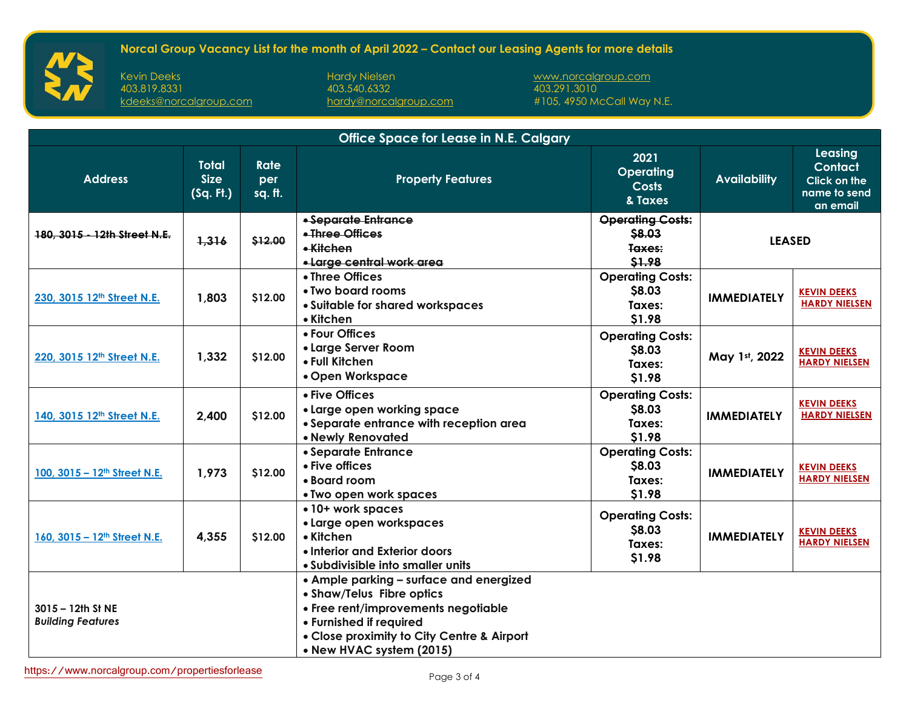# Norcal Group Vacancy List for the month of April 2022 – Contact our Leasing Agents for more details

Kevin Deeks
403.819.8331
kdeeks@norcalgroup.com

Hardy Nielsen
403.540.6332
hardy@norcalgroup.com

www.norcalgroup.com
403.291.3010
#105, 4950 McCall Way N.E.

## Office Space for Lease in N.E. Calgary

| Address | Total Size (Sq. Ft.) | Rate per sq. ft. | Property Features | 2021 Operating Costs & Taxes | Availability | Leasing Contact Click on the name to send an email |
|---|---|---|---|---|---|---|
| ~~180, 3015 - 12th Street N.E.~~ | ~~1,316~~ | ~~$12.00~~ | ~~• Separate Entrance~~ ~~• Three Offices~~ ~~• Kitchen~~ ~~• Large central work area~~ | ~~Operating Costs: $8.03 Taxes: $1.98~~ | LEASED | |
| 230, 3015 12th Street N.E. | 1,803 | $12.00 | • Three Offices • Two board rooms • Suitable for shared workspaces • Kitchen | Operating Costs: $8.03 Taxes: $1.98 | IMMEDIATELY | KEVIN DEEKS HARDY NIELSEN |
| 220, 3015 12th Street N.E. | 1,332 | $12.00 | • Four Offices • Large Server Room • Full Kitchen • Open Workspace | Operating Costs: $8.03 Taxes: $1.98 | May 1st, 2022 | KEVIN DEEKS HARDY NIELSEN |
| 140, 3015 12th Street N.E. | 2,400 | $12.00 | • Five Offices • Large open working space • Separate entrance with reception area • Newly Renovated | Operating Costs: $8.03 Taxes: $1.98 | IMMEDIATELY | KEVIN DEEKS HARDY NIELSEN |
| 100, 3015 – 12th Street N.E. | 1,973 | $12.00 | • Separate Entrance • Five offices • Board room • Two open work spaces | Operating Costs: $8.03 Taxes: $1.98 | IMMEDIATELY | KEVIN DEEKS HARDY NIELSEN |
| 160, 3015 – 12th Street N.E. | 4,355 | $12.00 | • 10+ work spaces • Large open workspaces • Kitchen • Interior and Exterior doors • Subdivisible into smaller units | Operating Costs: $8.03 Taxes: $1.98 | IMMEDIATELY | KEVIN DEEKS HARDY NIELSEN |
| 3015 – 12th St NE *Building Features* | | | • Ample parking – surface and energized • Shaw/Telus Fibre optics • Free rent/improvements negotiable • Furnished if required • Close proximity to City Centre & Airport • New HVAC system (2015) | | | |

https://www.norcalgroup.com/propertiesforlease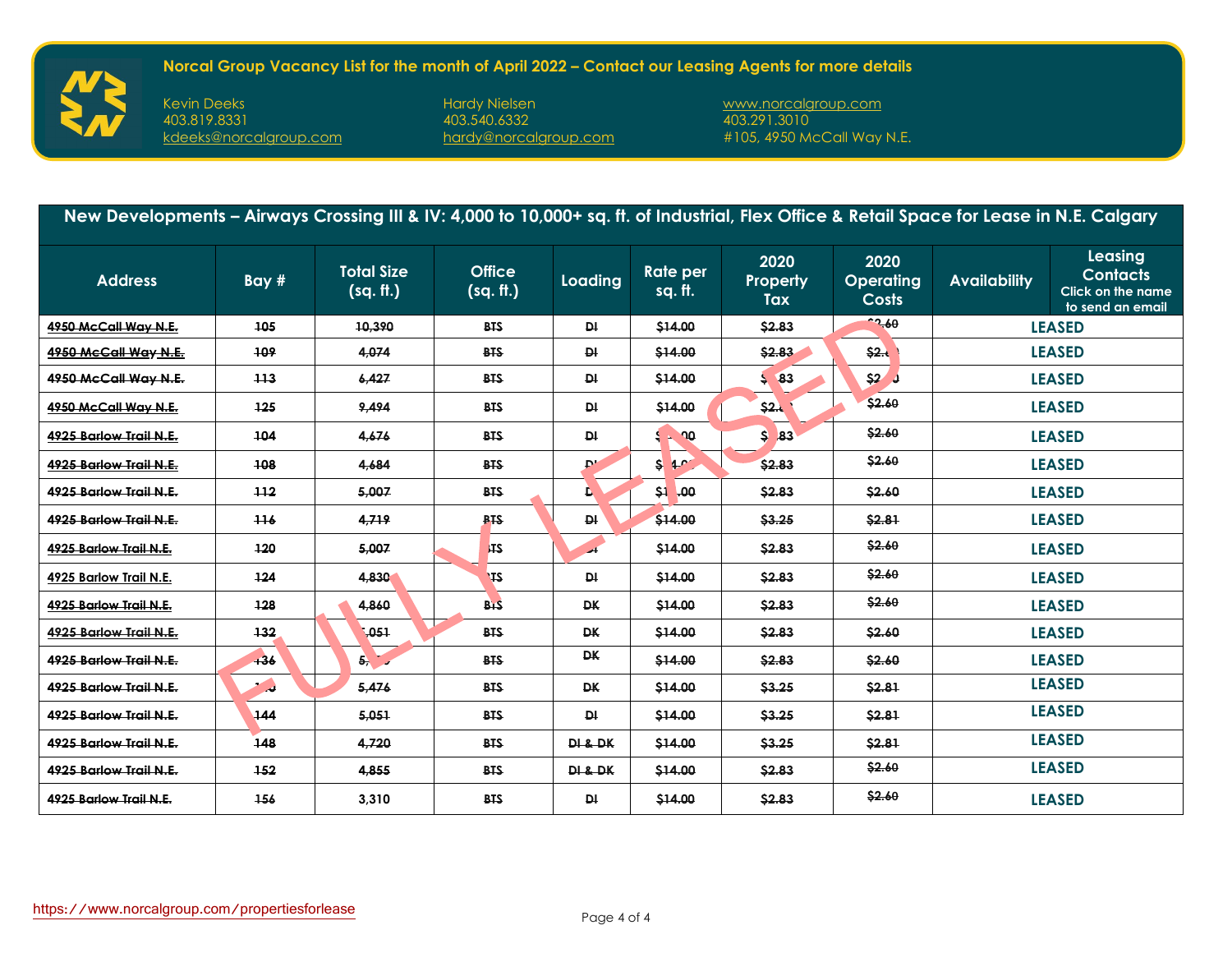**Norcal Group Vacancy List for the month of April 2022 – Contact our Leasing Agents for more details**

Kevin Deeks
403.819.8331
kdeeks@norcalgroup.com

Hardy Nielsen
403.540.6332
hardy@norcalgroup.com

www.norcalgroup.com
403.291.3010
#105, 4950 McCall Way N.E.

## New Developments – Airways Crossing III & IV: 4,000 to 10,000+ sq. ft. of Industrial, Flex Office & Retail Space for Lease in N.E. Calgary

FULLY LEASED

| Address | Bay # | Total Size (sq. ft.) | Office (sq. ft.) | Loading | Rate per sq. ft. | 2020 Property Tax | 2020 Operating Costs | Availability | Leasing Contacts Click on the name to send an email |
|---|---|---|---|---|---|---|---|---|---|
| ~~4950 McCall Way N.E.~~ | ~~105~~ | ~~10,390~~ | ~~BTS~~ | ~~DI~~ | ~~$14.00~~ | ~~$2.83~~ | ~~$2.60~~ | LEASED | |
| ~~4950 McCall Way N.E.~~ | ~~109~~ | ~~4,074~~ | ~~BTS~~ | ~~DI~~ | ~~$14.00~~ | ~~$2.83~~ | ~~$2.60~~ | LEASED | |
| ~~4950 McCall Way N.E.~~ | ~~113~~ | ~~6,427~~ | ~~BTS~~ | ~~DI~~ | ~~$14.00~~ | ~~$2.83~~ | ~~$2.60~~ | LEASED | |
| ~~4950 McCall Way N.E.~~ | ~~125~~ | ~~9,494~~ | ~~BTS~~ | ~~DI~~ | ~~$14.00~~ | ~~$2.83~~ | ~~$2.60~~ | LEASED | |
| ~~4925 Barlow Trail N.E.~~ | ~~104~~ | ~~4,676~~ | ~~BTS~~ | ~~DI~~ | ~~$14.00~~ | ~~$2.83~~ | ~~$2.60~~ | LEASED | |
| ~~4925 Barlow Trail N.E.~~ | ~~108~~ | ~~4,684~~ | ~~BTS~~ | ~~DI~~ | ~~$14.00~~ | ~~$2.83~~ | ~~$2.60~~ | LEASED | |
| ~~4925 Barlow Trail N.E.~~ | ~~112~~ | ~~5,007~~ | ~~BTS~~ | ~~DI~~ | ~~$14.00~~ | ~~$2.83~~ | ~~$2.60~~ | LEASED | |
| ~~4925 Barlow Trail N.E.~~ | ~~116~~ | ~~4,719~~ | ~~BTS~~ | ~~DI~~ | ~~$14.00~~ | ~~$3.25~~ | ~~$2.81~~ | LEASED | |
| ~~4925 Barlow Trail N.E.~~ | ~~120~~ | ~~5,007~~ | ~~BTS~~ | ~~DI~~ | ~~$14.00~~ | ~~$2.83~~ | ~~$2.60~~ | LEASED | |
| 4925 Barlow Trail N.E. | ~~124~~ | ~~4,830~~ | ~~BTS~~ | ~~DI~~ | ~~$14.00~~ | ~~$2.83~~ | ~~$2.60~~ | LEASED | |
| ~~4925 Barlow Trail N.E.~~ | ~~128~~ | ~~4,860~~ | ~~BTS~~ | ~~DK~~ | ~~$14.00~~ | ~~$2.83~~ | ~~$2.60~~ | LEASED | |
| ~~4925 Barlow Trail N.E.~~ | ~~132~~ | ~~5,051~~ | ~~BTS~~ | ~~DK~~ | ~~$14.00~~ | ~~$2.83~~ | ~~$2.60~~ | LEASED | |
| ~~4925 Barlow Trail N.E.~~ | ~~136~~ | ~~5,~~ | ~~BTS~~ | ~~DK~~ | ~~$14.00~~ | ~~$2.83~~ | ~~$2.60~~ | LEASED | |
| ~~4925 Barlow Trail N.E.~~ | | ~~5,476~~ | ~~BTS~~ | ~~DK~~ | ~~$14.00~~ | ~~$3.25~~ | ~~$2.81~~ | LEASED | |
| ~~4925 Barlow Trail N.E.~~ | ~~144~~ | ~~5,051~~ | ~~BTS~~ | ~~DI~~ | ~~$14.00~~ | ~~$3.25~~ | ~~$2.81~~ | LEASED | |
| ~~4925 Barlow Trail N.E.~~ | ~~148~~ | ~~4,720~~ | ~~BTS~~ | ~~DI & DK~~ | ~~$14.00~~ | ~~$3.25~~ | ~~$2.81~~ | LEASED | |
| ~~4925 Barlow Trail N.E.~~ | ~~152~~ | ~~4,855~~ | ~~BTS~~ | ~~DI & DK~~ | ~~$14.00~~ | ~~$2.83~~ | ~~$2.60~~ | LEASED | |
| ~~4925 Barlow Trail N.E.~~ | ~~156~~ | 3,310 | ~~BTS~~ | ~~DI~~ | ~~$14.00~~ | ~~$2.83~~ | ~~$2.60~~ | LEASED | |

https://www.norcalgroup.com/propertiesforlease